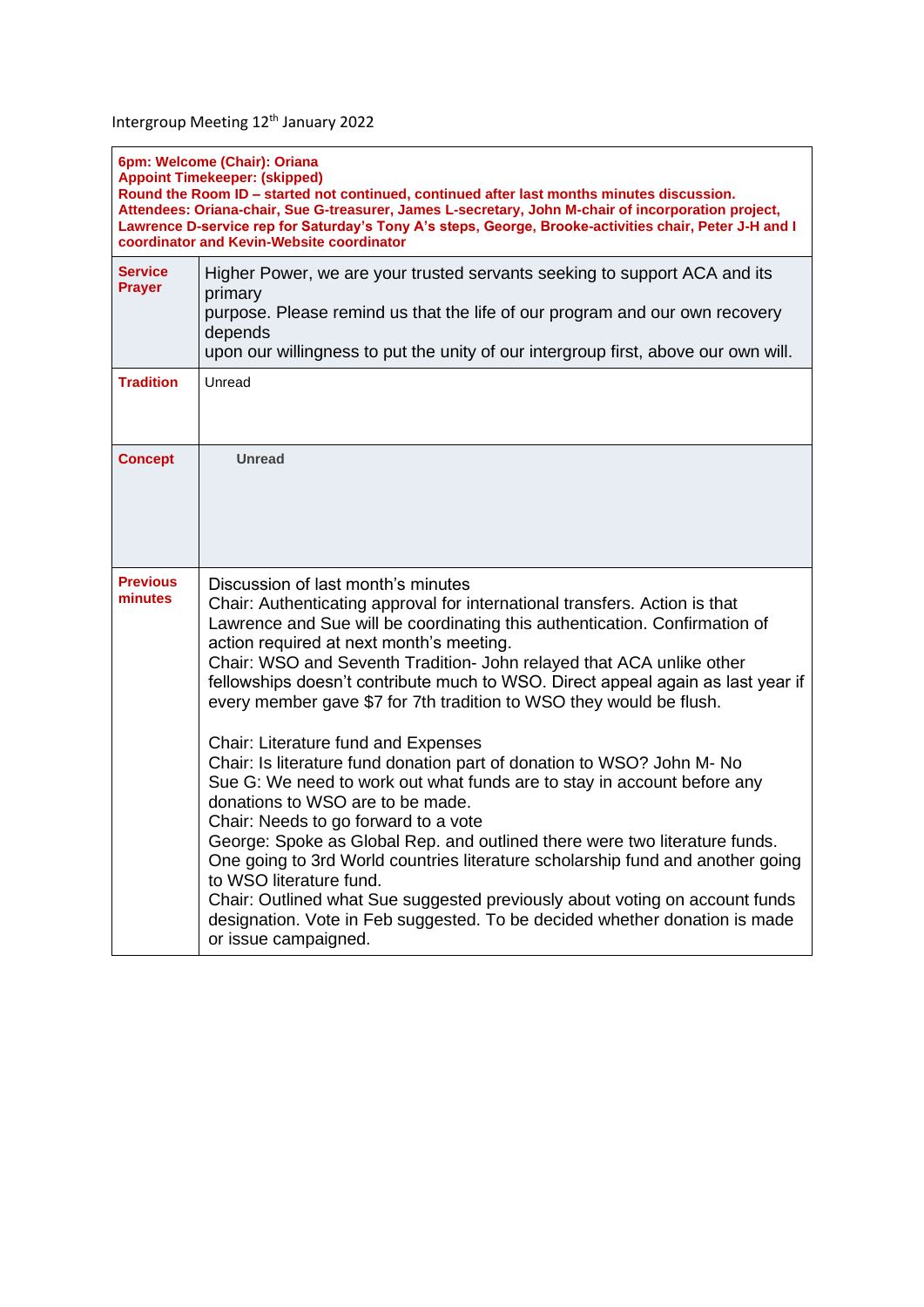Intergroup Meeting 12th January 2022

| **6pm: Welcome (Chair): Oriana**<br>**Appoint Timekeeper: (skipped)**<br>**Round the Room ID – started not continued, continued after last months minutes discussion.**<br>**Attendees: Oriana-chair, Sue G-treasurer, James L-secretary, John M-chair of incorporation project, Lawrence D-service rep for Saturday's Tony A's steps, George, Brooke-activities chair, Peter J-H and I coordinator and Kevin-Website coordinator** | |
|---|---|
| **Service Prayer** | Higher Power, we are your trusted servants seeking to support ACA and its primary<br>purpose. Please remind us that the life of our program and our own recovery depends<br>upon our willingness to put the unity of our intergroup first, above our own will. |
| **Tradition** | Unread |
| **Concept** | **Unread** |
| **Previous minutes** | Discussion of last month's minutes<br>Chair: Authenticating approval for international transfers. Action is that Lawrence and Sue will be coordinating this authentication. Confirmation of action required at next month's meeting.<br>Chair: WSO and Seventh Tradition- John relayed that ACA unlike other fellowships doesn't contribute much to WSO. Direct appeal again as last year if every member gave $7 for 7th tradition to WSO they would be flush.<br><br>Chair: Literature fund and Expenses<br>Chair: Is literature fund donation part of donation to WSO? John M- No<br>Sue G: We need to work out what funds are to stay in account before any donations to WSO are to be made.<br>Chair: Needs to go forward to a vote<br>George: Spoke as Global Rep. and outlined there were two literature funds. One going to 3rd World countries literature scholarship fund and another going to WSO literature fund.<br>Chair: Outlined what Sue suggested previously about voting on account funds designation. Vote in Feb suggested. To be decided whether donation is made or issue campaigned. |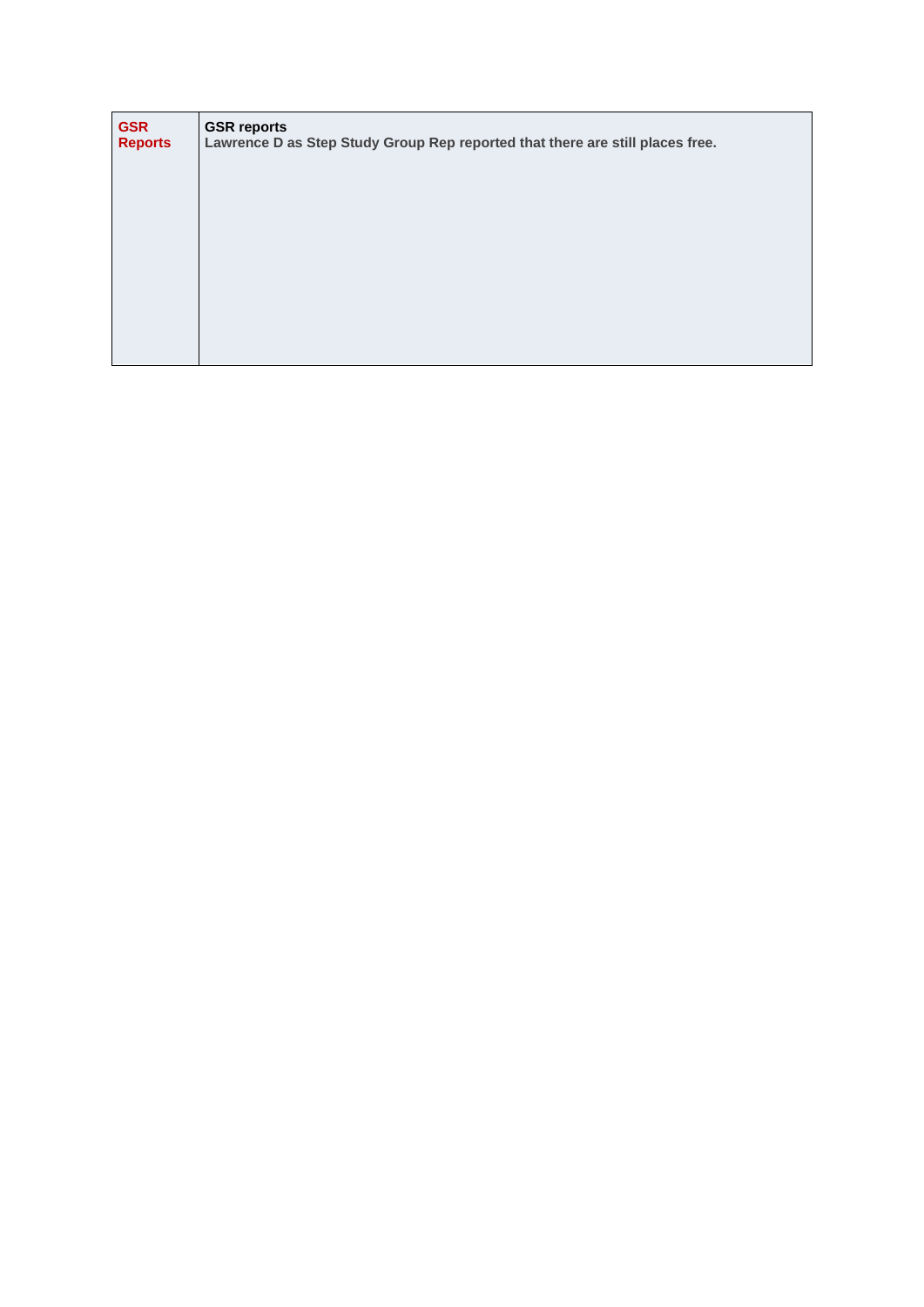| GSR Reports | **GSR reports**<br>**Lawrence D as Step Study Group Rep reported that there are still places free.** |
|---|---|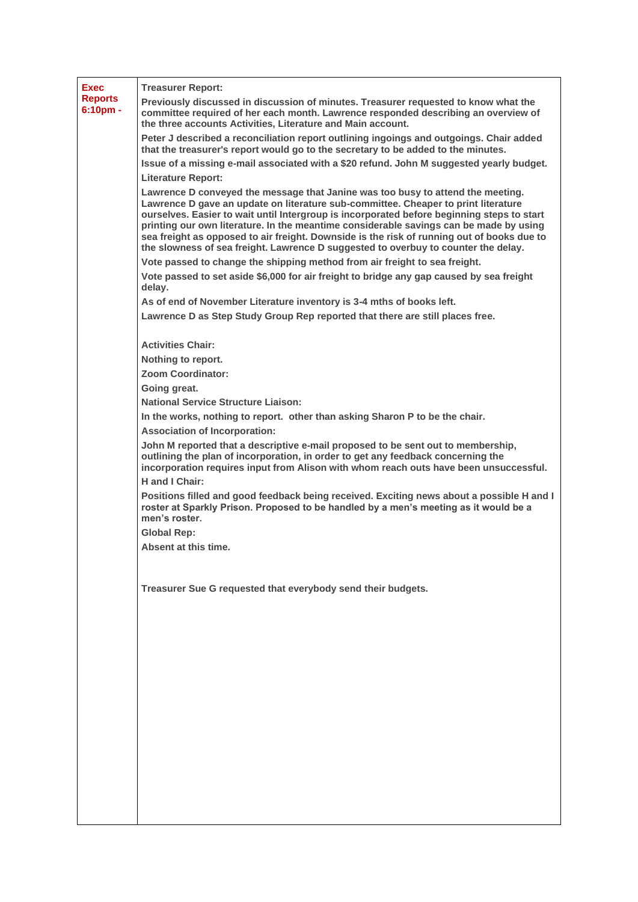| Exec Reports 6:10pm - | **Treasurer Report:**<br><br>**Previously discussed in discussion of minutes. Treasurer requested to know what the committee required of her each month. Lawrence responded describing an overview of the three accounts Activities, Literature and Main account.**<br><br>**Peter J described a reconciliation report outlining ingoings and outgoings. Chair added that the treasurer's report would go to the secretary to be added to the minutes.**<br><br>**Issue of a missing e-mail associated with a $20 refund. John M suggested yearly budget.**<br><br>**Literature Report:**<br><br>**Lawrence D conveyed the message that Janine was too busy to attend the meeting. Lawrence D gave an update on literature sub-committee. Cheaper to print literature ourselves. Easier to wait until Intergroup is incorporated before beginning steps to start printing our own literature. In the meantime considerable savings can be made by using sea freight as opposed to air freight. Downside is the risk of running out of books due to the slowness of sea freight. Lawrence D suggested to overbuy to counter the delay.**<br><br>**Vote passed to change the shipping method from air freight to sea freight.**<br><br>**Vote passed to set aside $6,000 for air freight to bridge any gap caused by sea freight delay.**<br><br>**As of end of November Literature inventory is 3-4 mths of books left.**<br><br>**Lawrence D as Step Study Group Rep reported that there are still places free.**<br><br>**Activities Chair:**<br><br>**Nothing to report.**<br><br>**Zoom Coordinator:**<br><br>**Going great.**<br><br>**National Service Structure Liaison:**<br><br>**In the works, nothing to report. other than asking Sharon P to be the chair.**<br><br>**Association of Incorporation:**<br><br>**John M reported that a descriptive e-mail proposed to be sent out to membership, outlining the plan of incorporation, in order to get any feedback concerning the incorporation requires input from Alison with whom reach outs have been unsuccessful.**<br><br>**H and I Chair:**<br><br>**Positions filled and good feedback being received. Exciting news about a possible H and I roster at Sparkly Prison. Proposed to be handled by a men's meeting as it would be a men's roster.**<br><br>**Global Rep:**<br><br>**Absent at this time.**<br><br>**Treasurer Sue G requested that everybody send their budgets.** |
|---|---|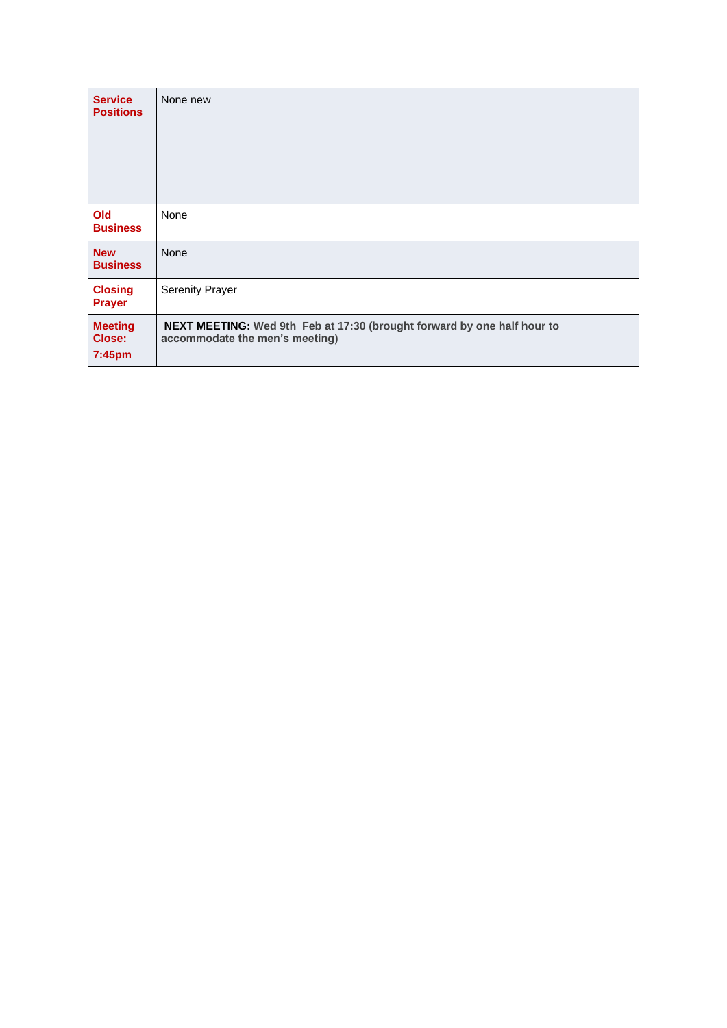| | |
|---|---|
| **Service Positions** | None new |
| **Old Business** | None |
| **New Business** | None |
| **Closing Prayer** | Serenity Prayer |
| **Meeting Close: 7:45pm** | **NEXT MEETING: Wed 9th Feb at 17:30 (brought forward by one half hour to accommodate the men's meeting)** |